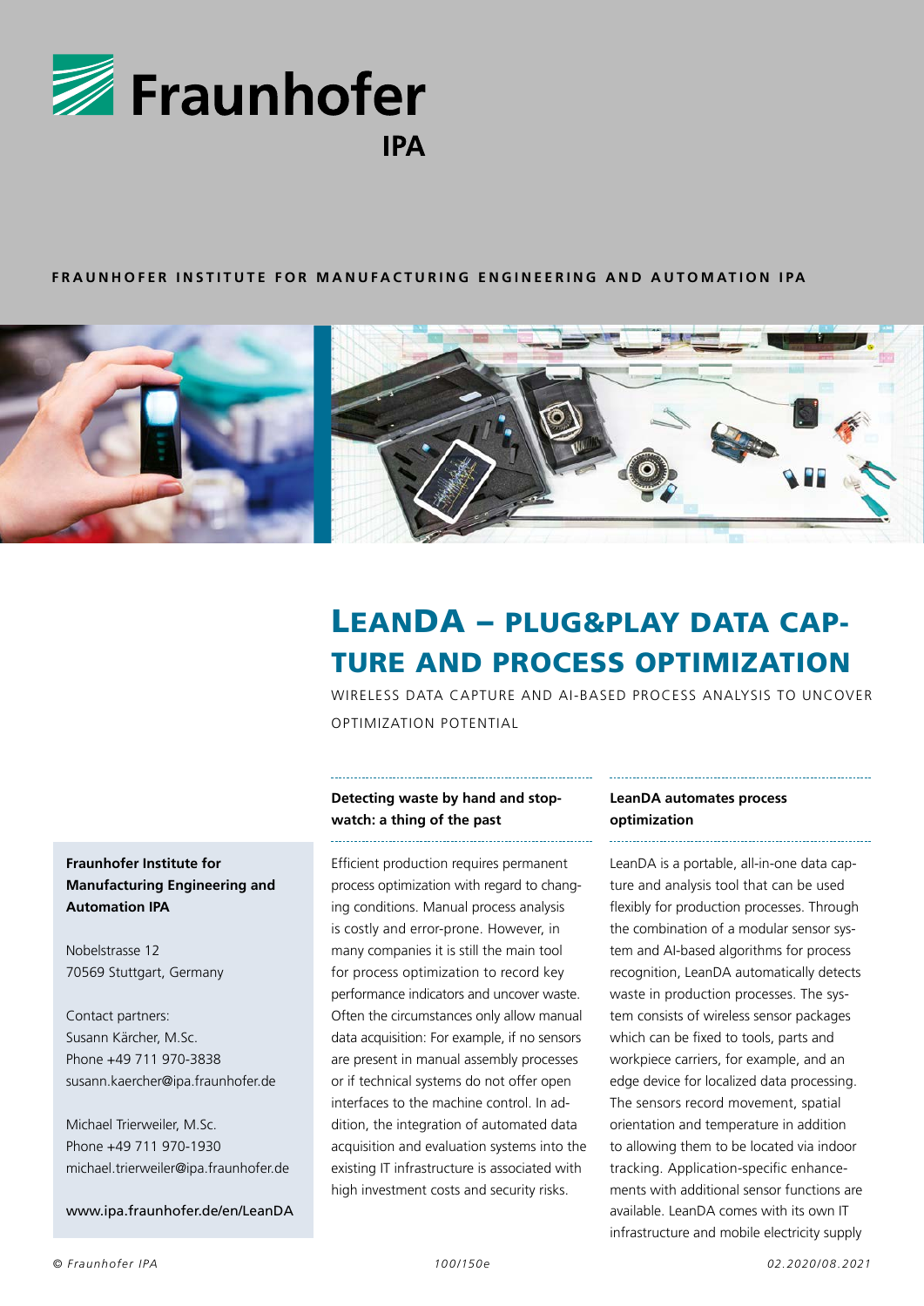Fraunhofer IPA

**FRAUNHOFER INSTITUTE FOR MANUFACTURING ENGINEERING AND AUTOMATION IPA**

# LeanDA – Plug&Play Data Capture and Process Optimization

WIRELESS DATA CAPTURE AND AI-BASED PROCESS ANALYSIS TO UNCOVER OPTIMIZATION POTENTIAL

**Fraunhofer Institute for Manufacturing Engineering and Automation IPA**

Nobelstrasse 12
70569 Stuttgart, Germany

Contact partners:
Susann Kärcher, M.Sc.
Phone +49 711 970-3838
susann.kaercher@ipa.fraunhofer.de

Michael Trierweiler, M.Sc.
Phone +49 711 970-1930
michael.trierweiler@ipa.fraunhofer.de

www.ipa.fraunhofer.de/en/LeanDA

### Detecting waste by hand and stopwatch: a thing of the past

Efficient production requires permanent process optimization with regard to changing conditions. Manual process analysis is costly and error-prone. However, in many companies it is still the main tool for process optimization to record key performance indicators and uncover waste. Often the circumstances only allow manual data acquisition: For example, if no sensors are present in manual assembly processes or if technical systems do not offer open interfaces to the machine control. In addition, the integration of automated data acquisition and evaluation systems into the existing IT infrastructure is associated with high investment costs and security risks.

### LeanDA automates process optimization

LeanDA is a portable, all-in-one data capture and analysis tool that can be used flexibly for production processes. Through the combination of a modular sensor system and AI-based algorithms for process recognition, LeanDA automatically detects waste in production processes. The system consists of wireless sensor packages which can be fixed to tools, parts and workpiece carriers, for example, and an edge device for localized data processing. The sensors record movement, spatial orientation and temperature in addition to allowing them to be located via indoor tracking. Application-specific enhancements with additional sensor functions are available. LeanDA comes with its own IT infrastructure and mobile electricity supply

© Fraunhofer IPA 100/150e 02.2020/08.2021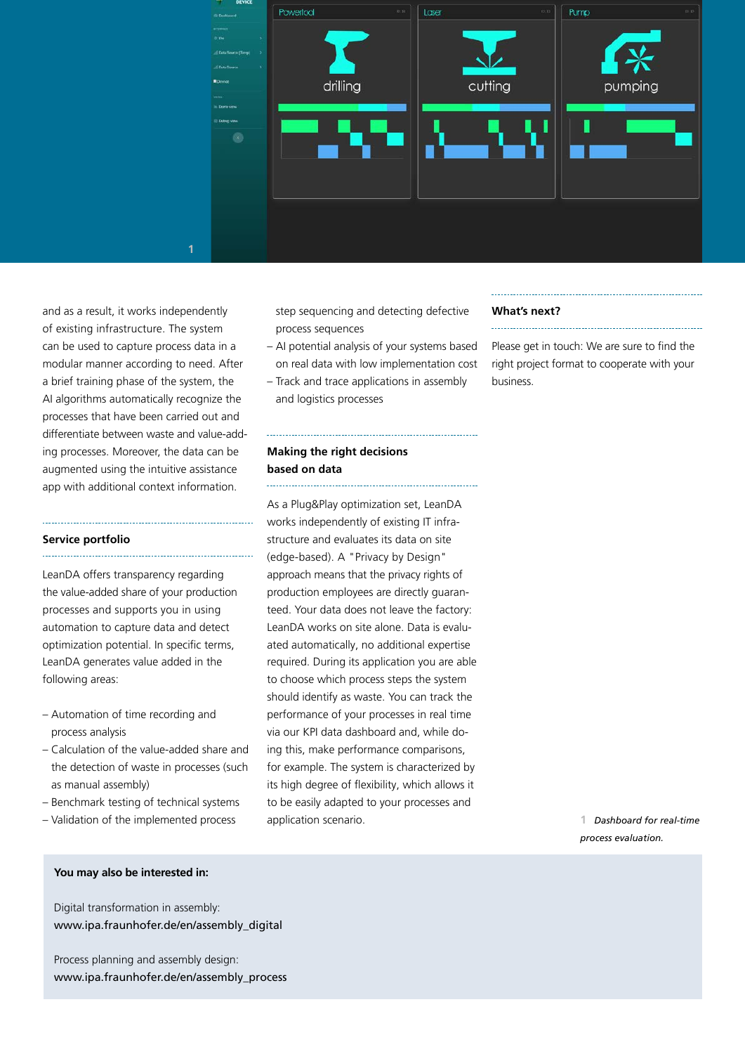and as a result, it works independently of existing infrastructure. The system can be used to capture process data in a modular manner according to need. After a brief training phase of the system, the AI algorithms automatically recognize the processes that have been carried out and differentiate between waste and value-adding processes. Moreover, the data can be augmented using the intuitive assistance app with additional context information.

### Service portfolio

LeanDA offers transparency regarding the value-added share of your production processes and supports you in using automation to capture data and detect optimization potential. In specific terms, LeanDA generates value added in the following areas:

- Automation of time recording and process analysis
- Calculation of the value-added share and the detection of waste in processes (such as manual assembly)
- Benchmark testing of technical systems
- Validation of the implemented process step sequencing and detecting defective process sequences
- AI potential analysis of your systems based on real data with low implementation cost
- Track and trace applications in assembly and logistics processes

### Making the right decisions based on data

As a Plug&Play optimization set, LeanDA works independently of existing IT infrastructure and evaluates its data on site (edge-based). A "Privacy by Design" approach means that the privacy rights of production employees are directly guaranteed. Your data does not leave the factory: LeanDA works on site alone. Data is evaluated automatically, no additional expertise required. During its application you are able to choose which process steps the system should identify as waste. You can track the performance of your processes in real time via our KPI data dashboard and, while doing this, make performance comparisons, for example. The system is characterized by its high degree of flexibility, which allows it to be easily adapted to your processes and application scenario.

### What's next?

Please get in touch: We are sure to find the right project format to cooperate with your business.

1 *Dashboard for real-time process evaluation.*

**You may also be interested in:**

Digital transformation in assembly:
www.ipa.fraunhofer.de/en/assembly_digital

Process planning and assembly design:
www.ipa.fraunhofer.de/en/assembly_process